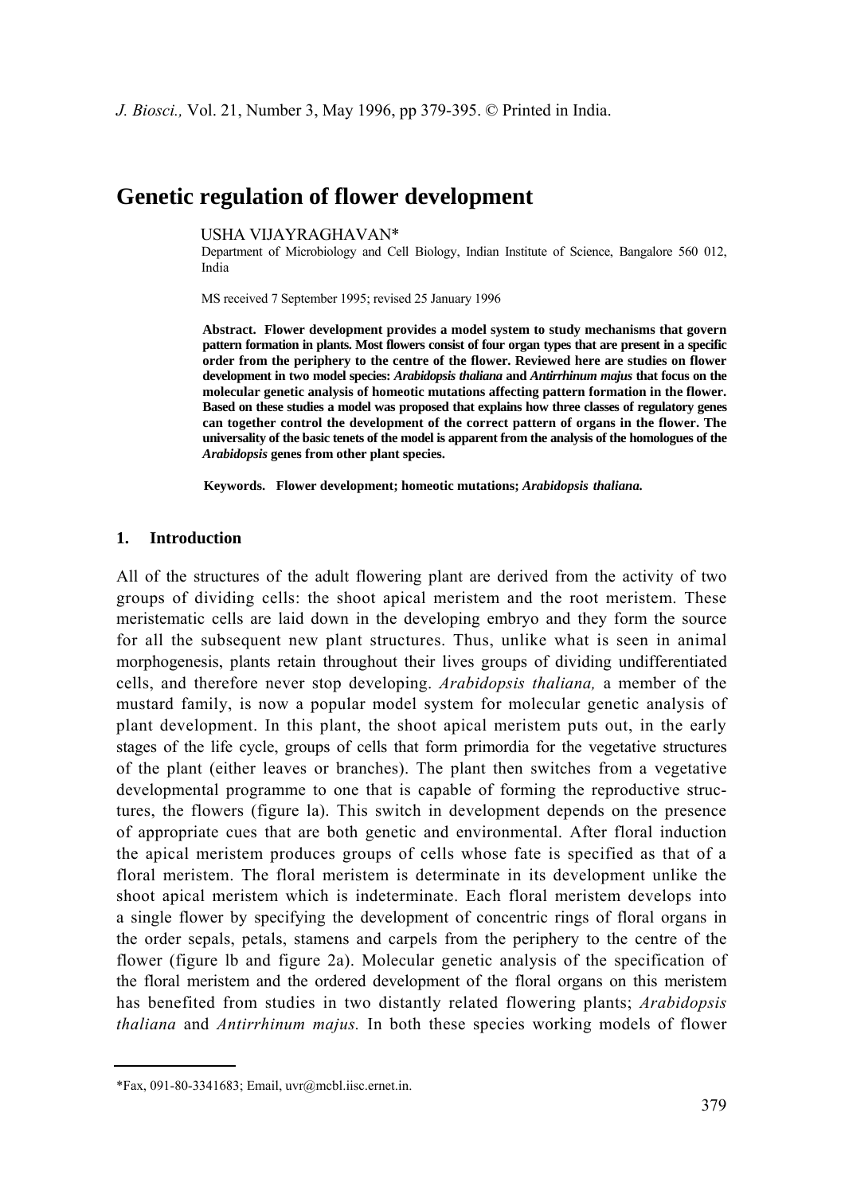# Genetic regulation of flower development

USHA VIJAYRAGHAVAN*

Department of Microbiology and Cell Biology, Indian Institute of Science, Bangalore 560 012, India

MS received 7 September 1995; revised 25 January 1996

**Abstract. Flower development provides a model system to study mechanisms that govern pattern formation in plants. Most flowers consist of four organ types that are present in a specific order from the periphery to the centre of the flower. Reviewed here are studies on flower development in two model species: *Arabidopsis thaliana* and *Antirrhinum majus* that focus on the molecular genetic analysis of homeotic mutations affecting pattern formation in the flower. Based on these studies a model was proposed that explains how three classes of regulatory genes can together control the development of the correct pattern of organs in the flower. The universality of the basic tenets of the model is apparent from the analysis of the homologues of the *Arabidopsis* genes from other plant species.**

**Keywords.** **Flower development; homeotic mutations; *Arabidopsis thaliana.***

## 1. Introduction

All of the structures of the adult flowering plant are derived from the activity of two groups of dividing cells: the shoot apical meristem and the root meristem. These meristematic cells are laid down in the developing embryo and they form the source for all the subsequent new plant structures. Thus, unlike what is seen in animal morphogenesis, plants retain throughout their lives groups of dividing undifferentiated cells, and therefore never stop developing. *Arabidopsis thaliana,* a member of the mustard family, is now a popular model system for molecular genetic analysis of plant development. In this plant, the shoot apical meristem puts out, in the early stages of the life cycle, groups of cells that form primordia for the vegetative structures of the plant (either leaves or branches). The plant then switches from a vegetative developmental programme to one that is capable of forming the reproductive structures, the flowers (figure 1a). This switch in development depends on the presence of appropriate cues that are both genetic and environmental. After floral induction the apical meristem produces groups of cells whose fate is specified as that of a floral meristem. The floral meristem is determinate in its development unlike the shoot apical meristem which is indeterminate. Each floral meristem develops into a single flower by specifying the development of concentric rings of floral organs in the order sepals, petals, stamens and carpels from the periphery to the centre of the flower (figure 1b and figure 2a). Molecular genetic analysis of the specification of the floral meristem and the ordered development of the floral organs on this meristem has benefited from studies in two distantly related flowering plants; *Arabidopsis thaliana* and *Antirrhinum majus.* In both these species working models of flower

*Fax, 091-80-3341683; Email, uvr@mcbl.iisc.ernet.in.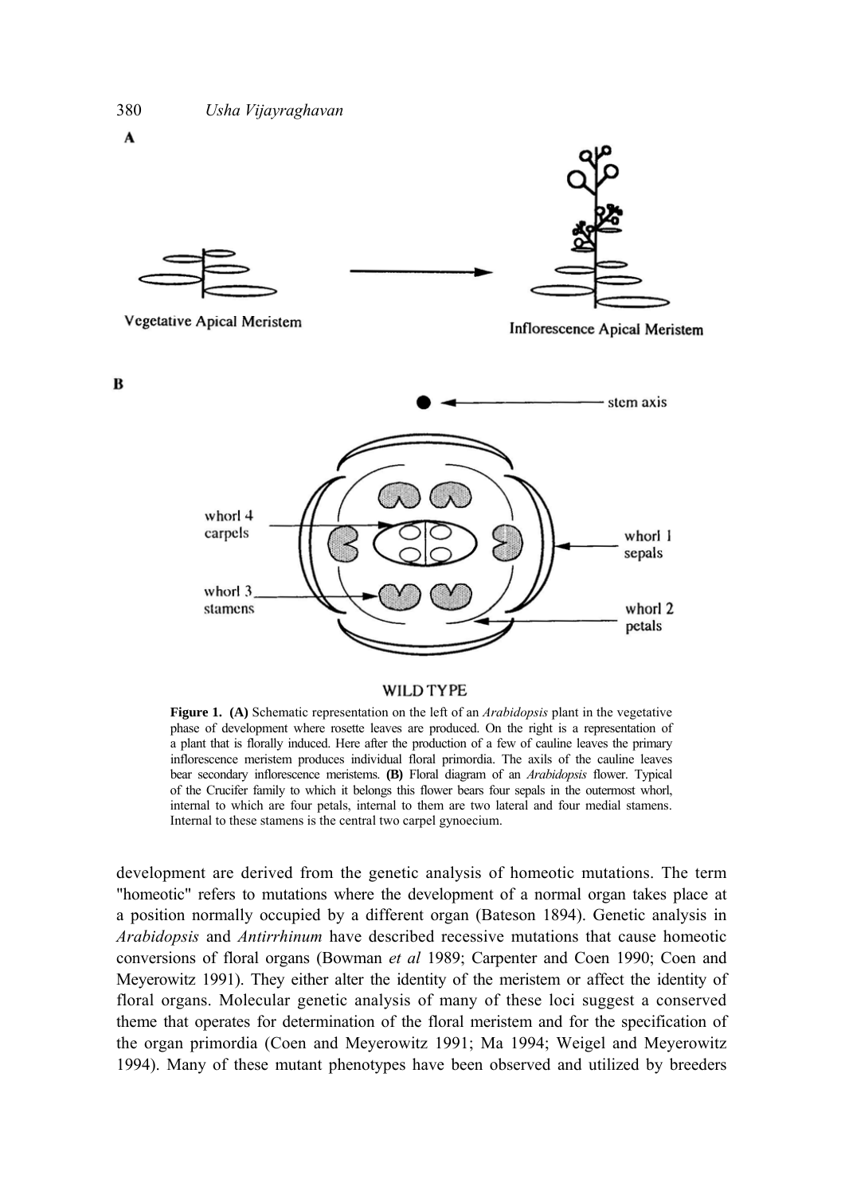**Figure 1. (A)** Schematic representation on the left of an *Arabidopsis* plant in the vegetative phase of development where rosette leaves are produced. On the right is a representation of a plant that is florally induced. Here after the production of a few of cauline leaves the primary inflorescence meristem produces individual floral primordia. The axils of the cauline leaves bear secondary inflorescence meristems. **(B)** Floral diagram of an *Arabidopsis* flower. Typical of the Crucifer family to which it belongs this flower bears four sepals in the outermost whorl, internal to which are four petals, internal to them are two lateral and four medial stamens. Internal to these stamens is the central two carpel gynoecium.

development are derived from the genetic analysis of homeotic mutations. The term "homeotic" refers to mutations where the development of a normal organ takes place at a position normally occupied by a different organ (Bateson 1894). Genetic analysis in *Arabidopsis* and *Antirrhinum* have described recessive mutations that cause homeotic conversions of floral organs (Bowman *et al* 1989; Carpenter and Coen 1990; Coen and Meyerowitz 1991). They either alter the identity of the meristem or affect the identity of floral organs. Molecular genetic analysis of many of these loci suggest a conserved theme that operates for determination of the floral meristem and for the specification of the organ primordia (Coen and Meyerowitz 1991; Ma 1994; Weigel and Meyerowitz 1994). Many of these mutant phenotypes have been observed and utilized by breeders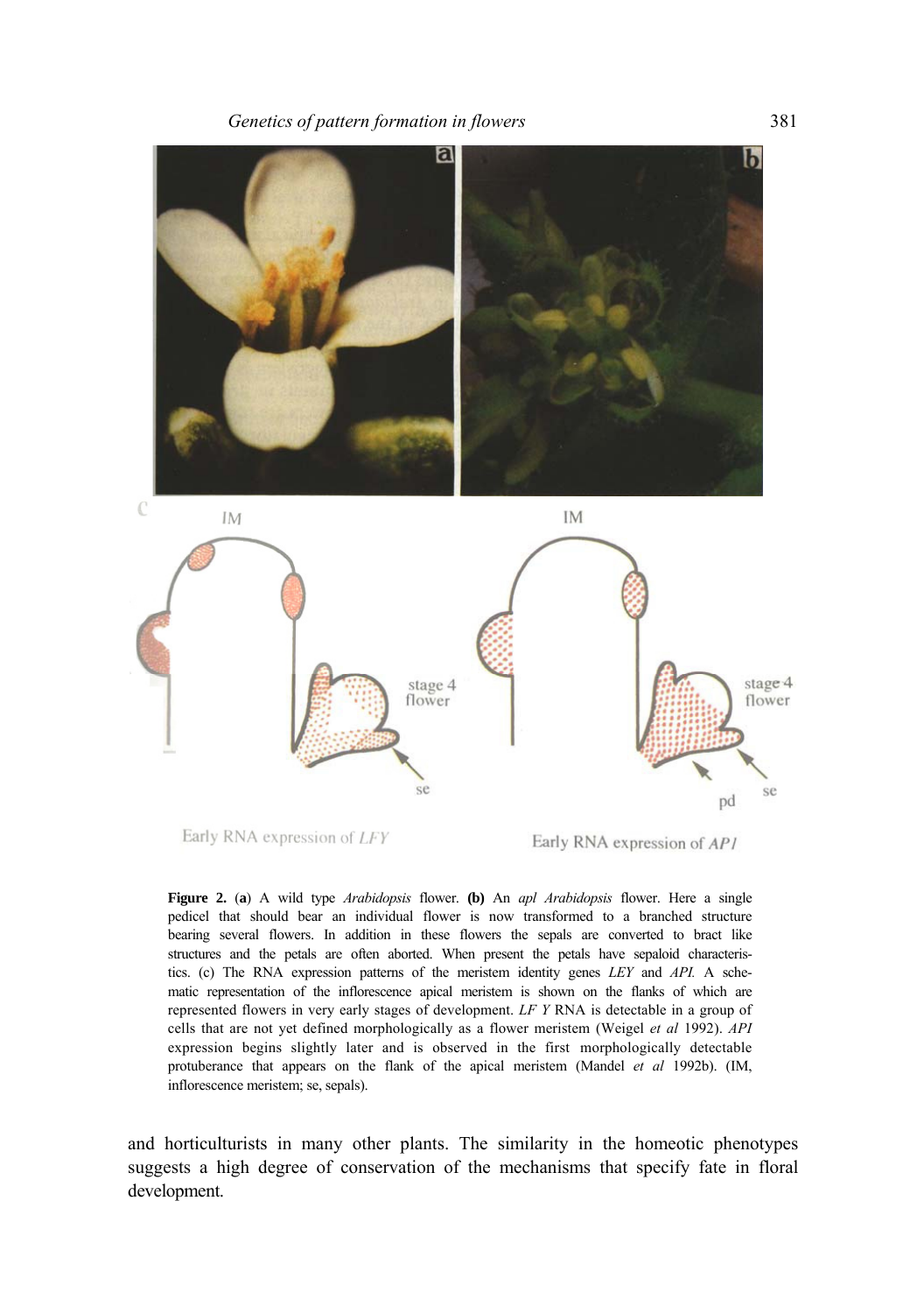**Figure 2.** (**a**) A wild type *Arabidopsis* flower. **(b)** An *apl Arabidopsis* flower. Here a single pedicel that should bear an individual flower is now transformed to a branched structure bearing several flowers. In addition in these flowers the sepals are converted to bract like structures and the petals are often aborted. When present the petals have sepaloid characteristics. (c) The RNA expression patterns of the meristem identity genes *LEY* and *API.* A schematic representation of the inflorescence apical meristem is shown on the flanks of which are represented flowers in very early stages of development. *LF Y* RNA is detectable in a group of cells that are not yet defined morphologically as a flower meristem (Weigel *et al* 1992). *API* expression begins slightly later and is observed in the first morphologically detectable protuberance that appears on the flank of the apical meristem (Mandel *et al* 1992b). (IM, inflorescence meristem; se, sepals).

and horticulturists in many other plants. The similarity in the homeotic phenotypes suggests a high degree of conservation of the mechanisms that specify fate in floral development.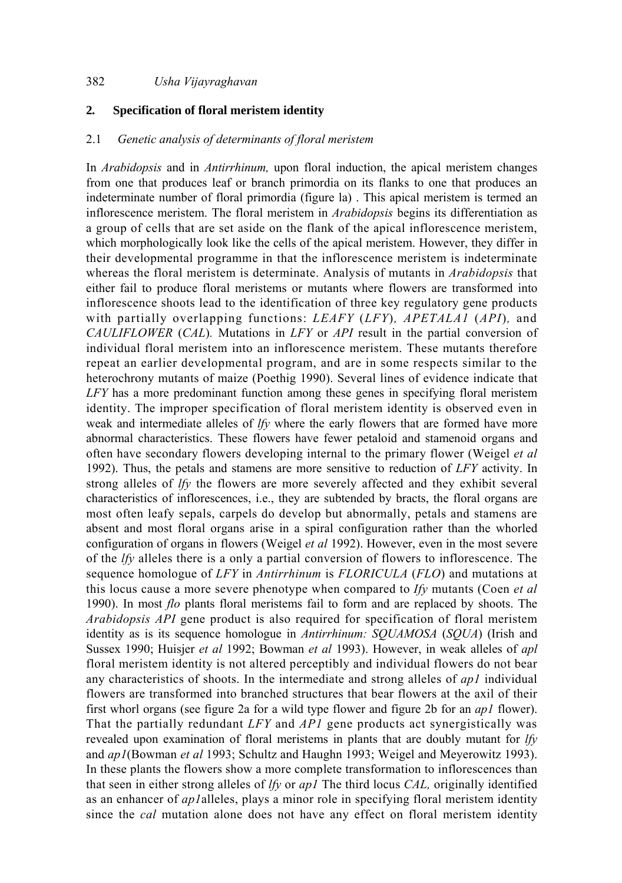## 2. Specification of floral meristem identity

### 2.1 *Genetic analysis of determinants of floral meristem*

In *Arabidopsis* and in *Antirrhinum,* upon floral induction, the apical meristem changes from one that produces leaf or branch primordia on its flanks to one that produces an indeterminate number of floral primordia (figure la) . This apical meristem is termed an inflorescence meristem. The floral meristem in *Arabidopsis* begins its differentiation as a group of cells that are set aside on the flank of the apical inflorescence meristem, which morphologically look like the cells of the apical meristem. However, they differ in their developmental programme in that the inflorescence meristem is indeterminate whereas the floral meristem is determinate. Analysis of mutants in *Arabidopsis* that either fail to produce floral meristems or mutants where flowers are transformed into inflorescence shoots lead to the identification of three key regulatory gene products with partially overlapping functions: *LEAFY* (*LFY*)*, APETALA1* (*API*)*,* and *CAULIFLOWER* (*CAL*)*.* Mutations in *LFY* or *API* result in the partial conversion of individual floral meristem into an inflorescence meristem. These mutants therefore repeat an earlier developmental program, and are in some respects similar to the heterochrony mutants of maize (Poethig 1990). Several lines of evidence indicate that *LFY* has a more predominant function among these genes in specifying floral meristem identity. The improper specification of floral meristem identity is observed even in weak and intermediate alleles of *lfy* where the early flowers that are formed have more abnormal characteristics. These flowers have fewer petaloid and stamenoid organs and often have secondary flowers developing internal to the primary flower (Weigel *et al* 1992). Thus, the petals and stamens are more sensitive to reduction of *LFY* activity. In strong alleles of *lfy* the flowers are more severely affected and they exhibit several characteristics of inflorescences, i.e., they are subtended by bracts, the floral organs are most often leafy sepals, carpels do develop but abnormally, petals and stamens are absent and most floral organs arise in a spiral configuration rather than the whorled configuration of organs in flowers (Weigel *et al* 1992). However, even in the most severe of the *lfy* alleles there is a only a partial conversion of flowers to inflorescence. The sequence homologue of *LFY* in *Antirrhinum* is *FLORICULA* (*FLO*) and mutations at this locus cause a more severe phenotype when compared to *Ify* mutants (Coen *et al* 1990). In most *flo* plants floral meristems fail to form and are replaced by shoots. The *Arabidopsis API* gene product is also required for specification of floral meristem identity as is its sequence homologue in *Antirrhinum: SQUAMOSA* (*SQUA*) (Irish and Sussex 1990; Huisjer *et al* 1992; Bowman *et al* 1993). However, in weak alleles of *apl* floral meristem identity is not altered perceptibly and individual flowers do not bear any characteristics of shoots. In the intermediate and strong alleles of *ap1* individual flowers are transformed into branched structures that bear flowers at the axil of their first whorl organs (see figure 2a for a wild type flower and figure 2b for an *ap1* flower). That the partially redundant *LFY* and *AP1* gene products act synergistically was revealed upon examination of floral meristems in plants that are doubly mutant for *lfy* and *ap1*(Bowman *et al* 1993; Schultz and Haughn 1993; Weigel and Meyerowitz 1993). In these plants the flowers show a more complete transformation to inflorescences than that seen in either strong alleles of *lfy* or *ap1* The third locus *CAL,* originally identified as an enhancer of *ap1*alleles, plays a minor role in specifying floral meristem identity since the *cal* mutation alone does not have any effect on floral meristem identity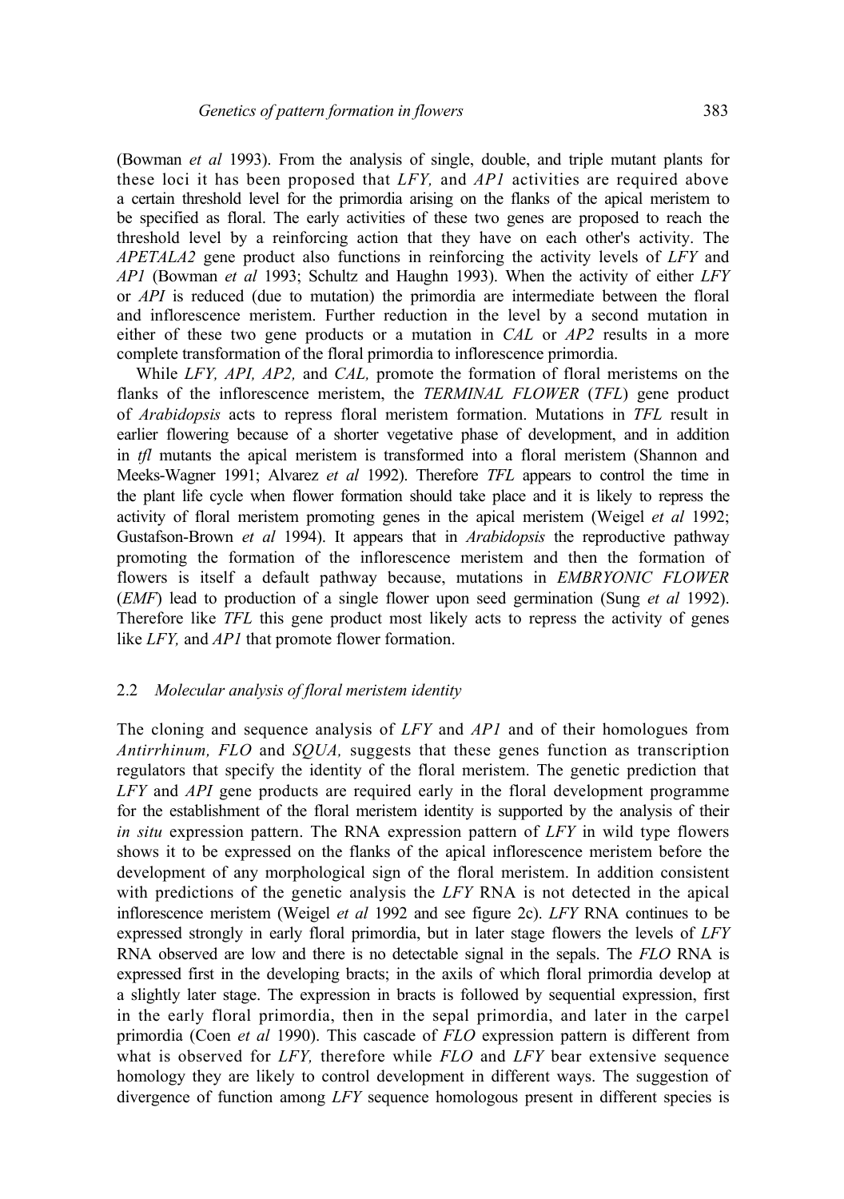(Bowman *et al* 1993). From the analysis of single, double, and triple mutant plants for these loci it has been proposed that *LFY,* and *AP1* activities are required above a certain threshold level for the primordia arising on the flanks of the apical meristem to be specified as floral. The early activities of these two genes are proposed to reach the threshold level by a reinforcing action that they have on each other's activity. The *APETALA2* gene product also functions in reinforcing the activity levels of *LFY* and *AP1* (Bowman *et al* 1993; Schultz and Haughn 1993). When the activity of either *LFY* or *API* is reduced (due to mutation) the primordia are intermediate between the floral and inflorescence meristem. Further reduction in the level by a second mutation in either of these two gene products or a mutation in *CAL* or *AP2* results in a more complete transformation of the floral primordia to inflorescence primordia.

While *LFY, API, AP2,* and *CAL,* promote the formation of floral meristems on the flanks of the inflorescence meristem, the *TERMINAL FLOWER* (*TFL*) gene product of *Arabidopsis* acts to repress floral meristem formation. Mutations in *TFL* result in earlier flowering because of a shorter vegetative phase of development, and in addition in *tfl* mutants the apical meristem is transformed into a floral meristem (Shannon and Meeks-Wagner 1991; Alvarez *et al* 1992). Therefore *TFL* appears to control the time in the plant life cycle when flower formation should take place and it is likely to repress the activity of floral meristem promoting genes in the apical meristem (Weigel *et al* 1992; Gustafson-Brown *et al* 1994). It appears that in *Arabidopsis* the reproductive pathway promoting the formation of the inflorescence meristem and then the formation of flowers is itself a default pathway because, mutations in *EMBRYONIC FLOWER* (*EMF*) lead to production of a single flower upon seed germination (Sung *et al* 1992). Therefore like *TFL* this gene product most likely acts to repress the activity of genes like *LFY,* and *AP1* that promote flower formation.

### 2.2 *Molecular analysis of floral meristem identity*

The cloning and sequence analysis of *LFY* and *AP1* and of their homologues from *Antirrhinum, FLO* and *SQUA,* suggests that these genes function as transcription regulators that specify the identity of the floral meristem. The genetic prediction that *LFY* and *API* gene products are required early in the floral development programme for the establishment of the floral meristem identity is supported by the analysis of their *in situ* expression pattern. The RNA expression pattern of *LFY* in wild type flowers shows it to be expressed on the flanks of the apical inflorescence meristem before the development of any morphological sign of the floral meristem. In addition consistent with predictions of the genetic analysis the *LFY* RNA is not detected in the apical inflorescence meristem (Weigel *et al* 1992 and see figure 2c). *LFY* RNA continues to be expressed strongly in early floral primordia, but in later stage flowers the levels of *LFY* RNA observed are low and there is no detectable signal in the sepals. The *FLO* RNA is expressed first in the developing bracts; in the axils of which floral primordia develop at a slightly later stage. The expression in bracts is followed by sequential expression, first in the early floral primordia, then in the sepal primordia, and later in the carpel primordia (Coen *et al* 1990). This cascade of *FLO* expression pattern is different from what is observed for *LFY,* therefore while *FLO* and *LFY* bear extensive sequence homology they are likely to control development in different ways. The suggestion of divergence of function among *LFY* sequence homologous present in different species is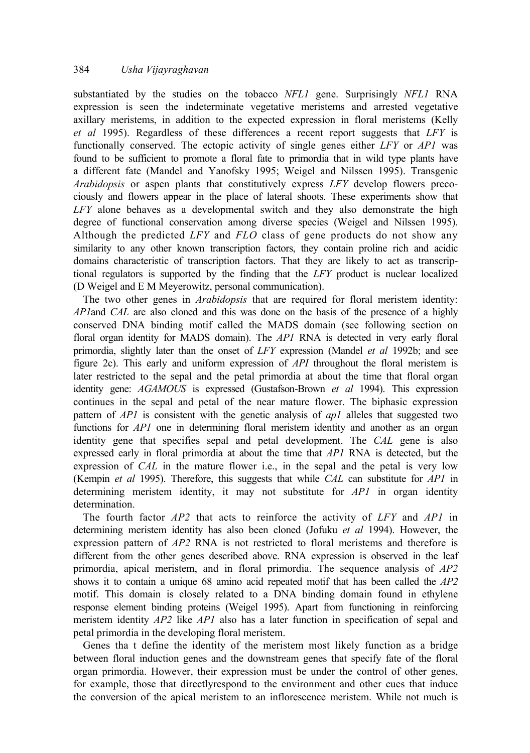substantiated by the studies on the tobacco *NFL1* gene. Surprisingly *NFL1* RNA expression is seen the indeterminate vegetative meristems and arrested vegetative axillary meristems, in addition to the expected expression in floral meristems (Kelly *et al* 1995). Regardless of these differences a recent report suggests that *LFY* is functionally conserved. The ectopic activity of single genes either *LFY* or *AP1* was found to be sufficient to promote a floral fate to primordia that in wild type plants have a different fate (Mandel and Yanofsky 1995; Weigel and Nilssen 1995). Transgenic *Arabidopsis* or aspen plants that constitutively express *LFY* develop flowers precociously and flowers appear in the place of lateral shoots. These experiments show that *LFY* alone behaves as a developmental switch and they also demonstrate the high degree of functional conservation among diverse species (Weigel and Nilssen 1995). Although the predicted *LFY* and *FLO* class of gene products do not show any similarity to any other known transcription factors, they contain proline rich and acidic domains characteristic of transcription factors. That they are likely to act as transcriptional regulators is supported by the finding that the *LFY* product is nuclear localized (D Weigel and E M Meyerowitz, personal communication).

The two other genes in *Arabidopsis* that are required for floral meristem identity: *AP1*and *CAL* are also cloned and this was done on the basis of the presence of a highly conserved DNA binding motif called the MADS domain (see following section on floral organ identity for MADS domain). The *AP1* RNA is detected in very early floral primordia, slightly later than the onset of *LFY* expression (Mandel *et al* 1992b; and see figure 2c). This early and uniform expression of *API* throughout the floral meristem is later restricted to the sepal and the petal primordia at about the time that floral organ identity gene: *AGAMOUS* is expressed (Gustafson-Brown *et al* 1994). This expression continues in the sepal and petal of the near mature flower. The biphasic expression pattern of *AP1* is consistent with the genetic analysis of *ap1* alleles that suggested two functions for *AP1* one in determining floral meristem identity and another as an organ identity gene that specifies sepal and petal development. The *CAL* gene is also expressed early in floral primordia at about the time that *AP1* RNA is detected, but the expression of *CAL* in the mature flower i.e., in the sepal and the petal is very low (Kempin *et al* 1995). Therefore, this suggests that while *CAL* can substitute for *AP1* in determining meristem identity, it may not substitute for *AP1* in organ identity determination.

The fourth factor *AP2* that acts to reinforce the activity of *LFY* and *AP1* in determining meristem identity has also been cloned (Jofuku *et al* 1994). However, the expression pattern of *AP2* RNA is not restricted to floral meristems and therefore is different from the other genes described above. RNA expression is observed in the leaf primordia, apical meristem, and in floral primordia. The sequence analysis of *AP2* shows it to contain a unique 68 amino acid repeated motif that has been called the *AP2* motif. This domain is closely related to a DNA binding domain found in ethylene response element binding proteins (Weigel 1995). Apart from functioning in reinforcing meristem identity *AP2* like *AP1* also has a later function in specification of sepal and petal primordia in the developing floral meristem.

Genes tha t define the identity of the meristem most likely function as a bridge between floral induction genes and the downstream genes that specify fate of the floral organ primordia. However, their expression must be under the control of other genes, for example, those that directlyrespond to the environment and other cues that induce the conversion of the apical meristem to an inflorescence meristem. While not much is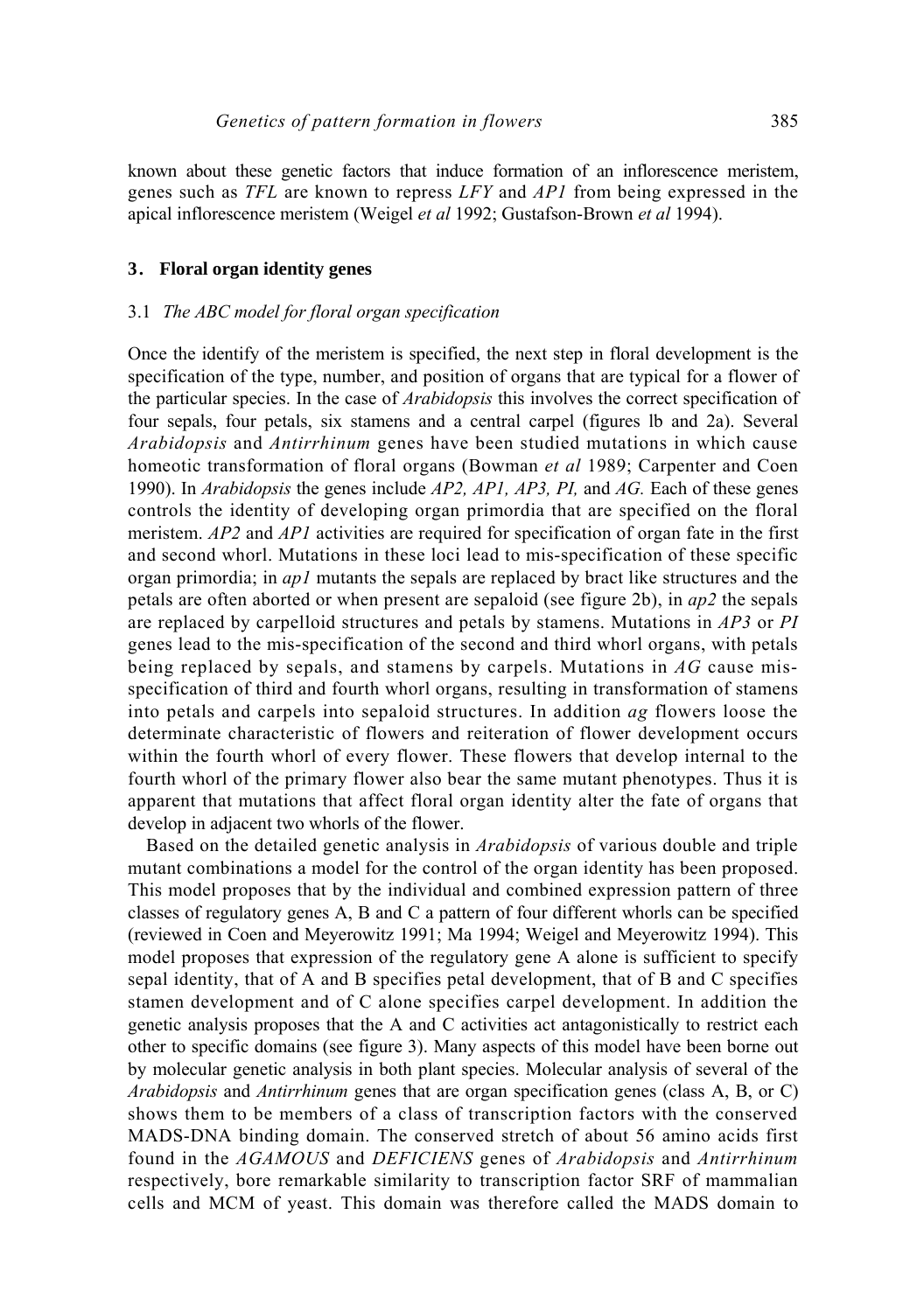known about these genetic factors that induce formation of an inflorescence meristem, genes such as *TFL* are known to repress *LFY* and *AP1* from being expressed in the apical inflorescence meristem (Weigel *et al* 1992; Gustafson-Brown *et al* 1994).

## 3. Floral organ identity genes

### 3.1 *The ABC model for floral organ specification*

Once the identify of the meristem is specified, the next step in floral development is the specification of the type, number, and position of organs that are typical for a flower of the particular species. In the case of *Arabidopsis* this involves the correct specification of four sepals, four petals, six stamens and a central carpel (figures lb and 2a). Several *Arabidopsis* and *Antirrhinum* genes have been studied mutations in which cause homeotic transformation of floral organs (Bowman *et al* 1989; Carpenter and Coen 1990). In *Arabidopsis* the genes include *AP2, AP1, AP3, PI,* and *AG.* Each of these genes controls the identity of developing organ primordia that are specified on the floral meristem. *AP2* and *AP1* activities are required for specification of organ fate in the first and second whorl. Mutations in these loci lead to mis-specification of these specific organ primordia; in *ap1* mutants the sepals are replaced by bract like structures and the petals are often aborted or when present are sepaloid (see figure 2b), in *ap2* the sepals are replaced by carpelloid structures and petals by stamens. Mutations in *AP3* or *PI* genes lead to the mis-specification of the second and third whorl organs, with petals being replaced by sepals, and stamens by carpels. Mutations in *AG* cause mis-specification of third and fourth whorl organs, resulting in transformation of stamens into petals and carpels into sepaloid structures. In addition *ag* flowers loose the determinate characteristic of flowers and reiteration of flower development occurs within the fourth whorl of every flower. These flowers that develop internal to the fourth whorl of the primary flower also bear the same mutant phenotypes. Thus it is apparent that mutations that affect floral organ identity alter the fate of organs that develop in adjacent two whorls of the flower.

Based on the detailed genetic analysis in *Arabidopsis* of various double and triple mutant combinations a model for the control of the organ identity has been proposed. This model proposes that by the individual and combined expression pattern of three classes of regulatory genes A, B and C a pattern of four different whorls can be specified (reviewed in Coen and Meyerowitz 1991; Ma 1994; Weigel and Meyerowitz 1994). This model proposes that expression of the regulatory gene A alone is sufficient to specify sepal identity, that of A and B specifies petal development, that of B and C specifies stamen development and of C alone specifies carpel development. In addition the genetic analysis proposes that the A and C activities act antagonistically to restrict each other to specific domains (see figure 3). Many aspects of this model have been borne out by molecular genetic analysis in both plant species. Molecular analysis of several of the *Arabidopsis* and *Antirrhinum* genes that are organ specification genes (class A, B, or C) shows them to be members of a class of transcription factors with the conserved MADS-DNA binding domain. The conserved stretch of about 56 amino acids first found in the *AGAMOUS* and *DEFICIENS* genes of *Arabidopsis* and *Antirrhinum* respectively, bore remarkable similarity to transcription factor SRF of mammalian cells and MCM of yeast. This domain was therefore called the MADS domain to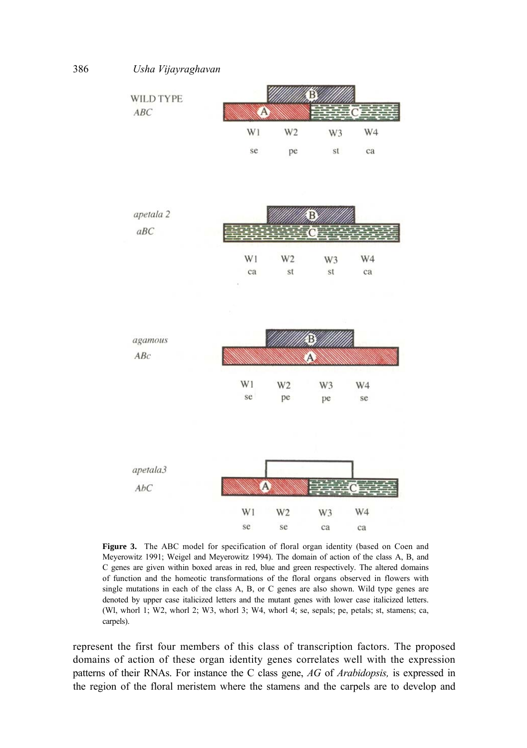WILD TYPE
*ABC*

| W1 | W2 | W3 | W4 |
|---|---|---|---|
| se | pe | st | ca |

*apetala 2*
*aBC*

| W1 | W2 | W3 | W4 |
|---|---|---|---|
| ca | st | st | ca |

*agamous*
*ABc*

| W1 | W2 | W3 | W4 |
|---|---|---|---|
| se | pe | pe | se |

*apetala3*
*AbC*

| W1 | W2 | W3 | W4 |
|---|---|---|---|
| se | se | ca | ca |

**Figure 3.** The ABC model for specification of floral organ identity (based on Coen and Meyerowitz 1991; Weigel and Meyerowitz 1994). The domain of action of the class A, B, and C genes are given within boxed areas in red, blue and green respectively. The altered domains of function and the homeotic transformations of the floral organs observed in flowers with single mutations in each of the class A, B, or C genes are also shown. Wild type genes are denoted by upper case italicized letters and the mutant genes with lower case italicized letters. (Wl, whorl 1; W2, whorl 2; W3, whorl 3; W4, whorl 4; se, sepals; pe, petals; st, stamens; ca, carpels).

represent the first four members of this class of transcription factors. The proposed domains of action of these organ identity genes correlates well with the expression patterns of their RNAs. For instance the C class gene, *AG* of *Arabidopsis,* is expressed in the region of the floral meristem where the stamens and the carpels are to develop and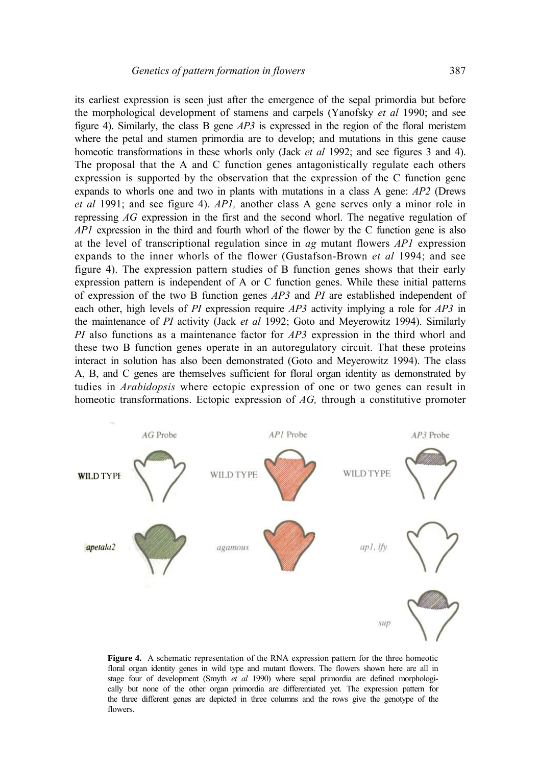its earliest expression is seen just after the emergence of the sepal primordia but before the morphological development of stamens and carpels (Yanofsky *et al* 1990; and see figure 4). Similarly, the class B gene *AP3* is expressed in the region of the floral meristem where the petal and stamen primordia are to develop; and mutations in this gene cause homeotic transformations in these whorls only (Jack *et al* 1992; and see figures 3 and 4). The proposal that the A and C function genes antagonistically regulate each others expression is supported by the observation that the expression of the C function gene expands to whorls one and two in plants with mutations in a class A gene: *AP2* (Drews *et al* 1991; and see figure 4). *AP1,* another class A gene serves only a minor role in repressing *AG* expression in the first and the second whorl. The negative regulation of *AP1* expression in the third and fourth whorl of the flower by the C function gene is also at the level of transcriptional regulation since in *ag* mutant flowers *AP1* expression expands to the inner whorls of the flower (Gustafson-Brown *et al* 1994; and see figure 4). The expression pattern studies of B function genes shows that their early expression pattern is independent of A or C function genes. While these initial patterns of expression of the two B function genes *AP3* and *PI* are established independent of each other, high levels of *PI* expression require *AP3* activity implying a role for *AP3* in the maintenance of *PI* activity (Jack *et al* 1992; Goto and Meyerowitz 1994). Similarly *PI* also functions as a maintenance factor for *AP3* expression in the third whorl and these two B function genes operate in an autoregulatory circuit. That these proteins interact in solution has also been demonstrated (Goto and Meyerowitz 1994). The class A, B, and C genes are themselves sufficient for floral organ identity as demonstrated by tudies in *Arabidopsis* where ectopic expression of one or two genes can result in homeotic transformations. Ectopic expression of *AG,* through a constitutive promoter

**Figure 4.** A schematic representation of the RNA expression pattern for the three homeotic floral organ identity genes in wild type and mutant flowers. The flowers shown here are all in stage four of development (Smyth *et al* 1990) where sepal primordia are defined morphologically but none of the other organ primordia are differentiated yet. The expression pattern for the three different genes are depicted in three columns and the rows give the genotype of the flowers.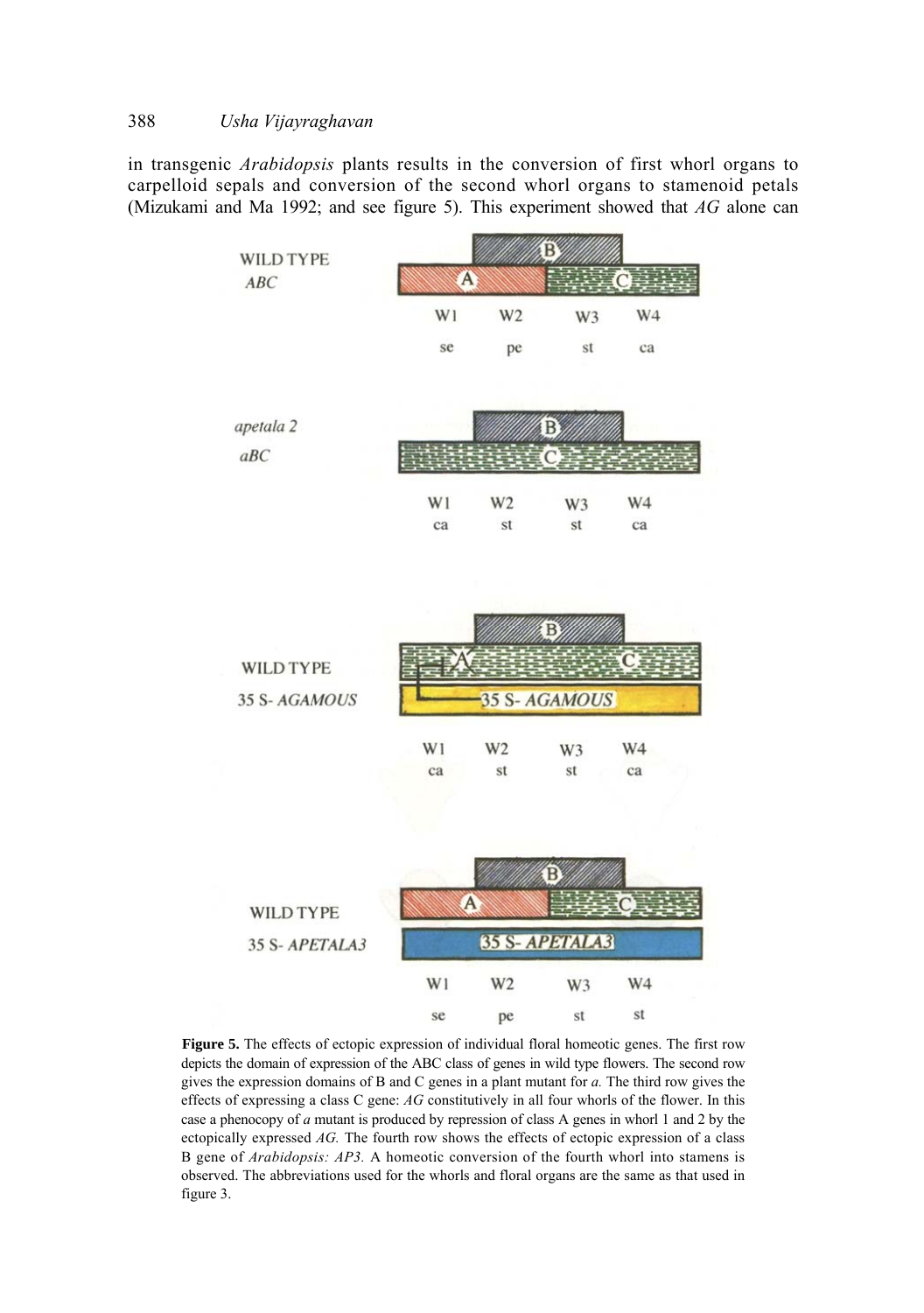in transgenic *Arabidopsis* plants results in the conversion of first whorl organs to carpelloid sepals and conversion of the second whorl organs to stamenoid petals (Mizukami and Ma 1992; and see figure 5). This experiment showed that *AG* alone can

WILD TYPE
*ABC*

W1 W2 W3 W4
se pe st ca

*apetala 2*
*aBC*

W1 W2 W3 W4
ca st st ca

WILD TYPE
35 S- *AGAMOUS*

W1 W2 W3 W4
ca st st ca

WILD TYPE
35 S- *APETALA3*

W1 W2 W3 W4
se pe st st

**Figure 5.** The effects of ectopic expression of individual floral homeotic genes. The first row depicts the domain of expression of the ABC class of genes in wild type flowers. The second row gives the expression domains of B and C genes in a plant mutant for *a.* The third row gives the effects of expressing a class C gene: *AG* constitutively in all four whorls of the flower. In this case a phenocopy of *a* mutant is produced by repression of class A genes in whorl 1 and 2 by the ectopically expressed *AG.* The fourth row shows the effects of ectopic expression of a class B gene of *Arabidopsis: AP3.* A homeotic conversion of the fourth whorl into stamens is observed. The abbreviations used for the whorls and floral organs are the same as that used in figure 3.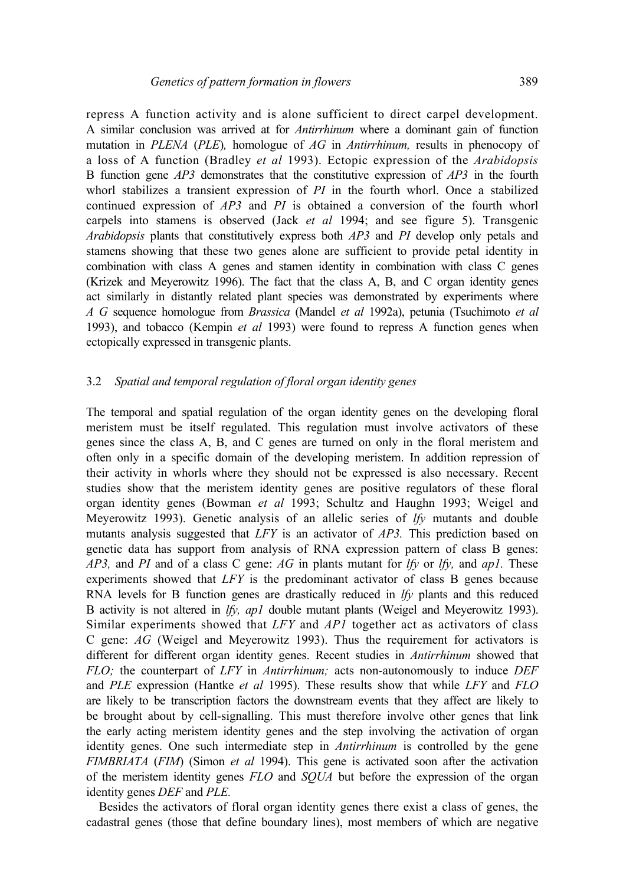repress A function activity and is alone sufficient to direct carpel development. A similar conclusion was arrived at for *Antirrhinum* where a dominant gain of function mutation in *PLENA* (*PLE*), homologue of *AG* in *Antirrhinum,* results in phenocopy of a loss of A function (Bradley *et al* 1993). Ectopic expression of the *Arabidopsis* B function gene *AP3* demonstrates that the constitutive expression of *AP3* in the fourth whorl stabilizes a transient expression of *PI* in the fourth whorl. Once a stabilized continued expression of *AP3* and *PI* is obtained a conversion of the fourth whorl carpels into stamens is observed (Jack *et al* 1994; and see figure 5). Transgenic *Arabidopsis* plants that constitutively express both *AP3* and *PI* develop only petals and stamens showing that these two genes alone are sufficient to provide petal identity in combination with class A genes and stamen identity in combination with class C genes (Krizek and Meyerowitz 1996). The fact that the class A, B, and C organ identity genes act similarly in distantly related plant species was demonstrated by experiments where *A G* sequence homologue from *Brassica* (Mandel *et al* 1992a), petunia (Tsuchimoto *et al* 1993), and tobacco (Kempin *et al* 1993) were found to repress A function genes when ectopically expressed in transgenic plants.

### 3.2 *Spatial and temporal regulation of floral organ identity genes*

The temporal and spatial regulation of the organ identity genes on the developing floral meristem must be itself regulated. This regulation must involve activators of these genes since the class A, B, and C genes are turned on only in the floral meristem and often only in a specific domain of the developing meristem. In addition repression of their activity in whorls where they should not be expressed is also necessary. Recent studies show that the meristem identity genes are positive regulators of these floral organ identity genes (Bowman *et al* 1993; Schultz and Haughn 1993; Weigel and Meyerowitz 1993). Genetic analysis of an allelic series of *lfy* mutants and double mutants analysis suggested that *LFY* is an activator of *AP3.* This prediction based on genetic data has support from analysis of RNA expression pattern of class B genes: *AP3,* and *PI* and of a class C gene: *AG* in plants mutant for *lfy* or *lfy,* and *ap1.* These experiments showed that *LFY* is the predominant activator of class B genes because RNA levels for B function genes are drastically reduced in *lfy* plants and this reduced B activity is not altered in *lfy, ap1* double mutant plants (Weigel and Meyerowitz 1993). Similar experiments showed that *LFY* and *AP1* together act as activators of class C gene: *AG* (Weigel and Meyerowitz 1993). Thus the requirement for activators is different for different organ identity genes. Recent studies in *Antirrhinum* showed that *FLO;* the counterpart of *LFY* in *Antirrhinum;* acts non-autonomously to induce *DEF* and *PLE* expression (Hantke *et al* 1995). These results show that while *LFY* and *FLO* are likely to be transcription factors the downstream events that they affect are likely to be brought about by cell-signalling. This must therefore involve other genes that link the early acting meristem identity genes and the step involving the activation of organ identity genes. One such intermediate step in *Antirrhinum* is controlled by the gene *FIMBRIATA* (*FIM*) (Simon *et al* 1994). This gene is activated soon after the activation of the meristem identity genes *FLO* and *SQUA* but before the expression of the organ identity genes *DEF* and *PLE.*

Besides the activators of floral organ identity genes there exist a class of genes, the cadastral genes (those that define boundary lines), most members of which are negative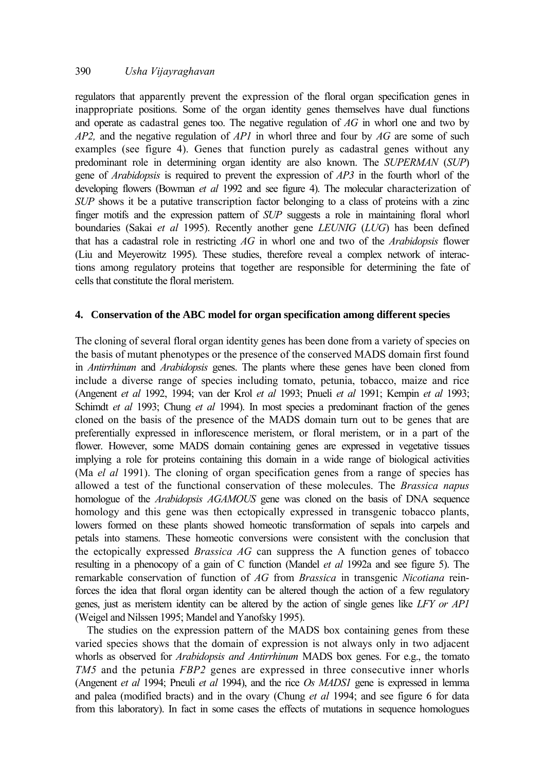regulators that apparently prevent the expression of the floral organ specification genes in inappropriate positions. Some of the organ identity genes themselves have dual functions and operate as cadastral genes too. The negative regulation of *AG* in whorl one and two by *AP2,* and the negative regulation of *AP1* in whorl three and four by *AG* are some of such examples (see figure 4). Genes that function purely as cadastral genes without any predominant role in determining organ identity are also known. The *SUPERMAN* (*SUP*) gene of *Arabidopsis* is required to prevent the expression of *AP3* in the fourth whorl of the developing flowers (Bowman *et al* 1992 and see figure 4). The molecular characterization of *SUP* shows it be a putative transcription factor belonging to a class of proteins with a zinc finger motifs and the expression pattern of *SUP* suggests a role in maintaining floral whorl boundaries (Sakai *et al* 1995). Recently another gene *LEUNIG* (*LUG*) has been defined that has a cadastral role in restricting *AG* in whorl one and two of the *Arabidopsis* flower (Liu and Meyerowitz 1995). These studies, therefore reveal a complex network of interactions among regulatory proteins that together are responsible for determining the fate of cells that constitute the floral meristem.

## 4. Conservation of the ABC model for organ specification among different species

The cloning of several floral organ identity genes has been done from a variety of species on the basis of mutant phenotypes or the presence of the conserved MADS domain first found in *Antirrhinum* and *Arabidopsis* genes. The plants where these genes have been cloned from include a diverse range of species including tomato, petunia, tobacco, maize and rice (Angenent *et al* 1992, 1994; van der Krol *et al* 1993; Pnueli *et al* 1991; Kempin *et al* 1993; Schimdt *et al* 1993; Chung *et al* 1994). In most species a predominant fraction of the genes cloned on the basis of the presence of the MADS domain turn out to be genes that are preferentially expressed in inflorescence meristem, or floral meristem, or in a part of the flower. However, some MADS domain containing genes are expressed in vegetative tissues implying a role for proteins containing this domain in a wide range of biological activities (Ma *el al* 1991). The cloning of organ specification genes from a range of species has allowed a test of the functional conservation of these molecules. The *Brassica napus* homologue of the *Arabidopsis AGAMOUS* gene was cloned on the basis of DNA sequence homology and this gene was then ectopically expressed in transgenic tobacco plants, lowers formed on these plants showed homeotic transformation of sepals into carpels and petals into stamens. These homeotic conversions were consistent with the conclusion that the ectopically expressed *Brassica AG* can suppress the A function genes of tobacco resulting in a phenocopy of a gain of C function (Mandel *et al* 1992a and see figure 5). The remarkable conservation of function of *AG* from *Brassica* in transgenic *Nicotiana* reinforces the idea that floral organ identity can be altered though the action of a few regulatory genes, just as meristem identity can be altered by the action of single genes like *LFY or AP1* (Weigel and Nilssen 1995; Mandel and Yanofsky 1995).

The studies on the expression pattern of the MADS box containing genes from these varied species shows that the domain of expression is not always only in two adjacent whorls as observed for *Arabidopsis and Antirrhinum* MADS box genes. For e.g., the tomato *TM5* and the petunia *FBP2* genes are expressed in three consecutive inner whorls (Angenent *et al* 1994; Pneuli *et al* 1994), and the rice *Os MADS1* gene is expressed in lemma and palea (modified bracts) and in the ovary (Chung *et al* 1994; and see figure 6 for data from this laboratory). In fact in some cases the effects of mutations in sequence homologues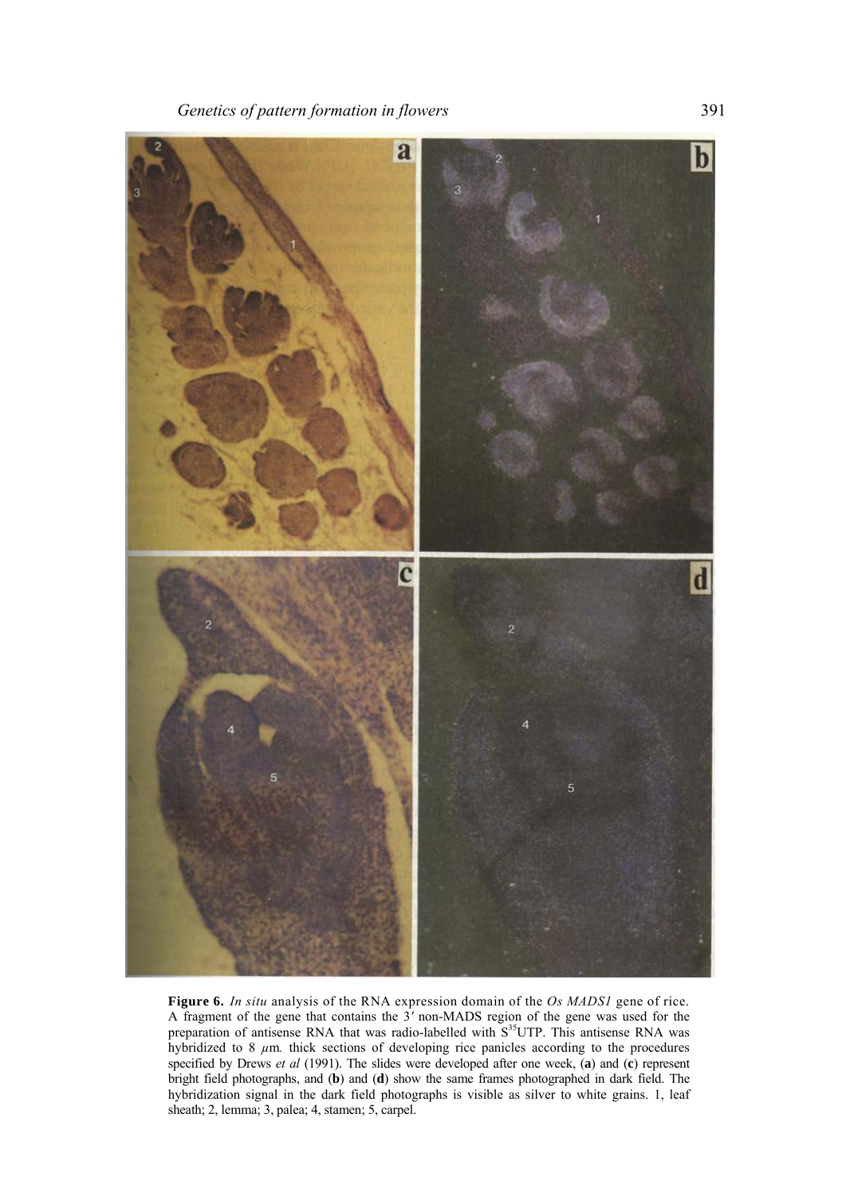**Figure 6.** *In situ* analysis of the RNA expression domain of the *Os MADS1* gene of rice. A fragment of the gene that contains the 3′ non-MADS region of the gene was used for the preparation of antisense RNA that was radio-labelled with $S^{35}$UTP. This antisense RNA was hybridized to 8 $\mu$m. thick sections of developing rice panicles according to the procedures specified by Drews *et al* (1991). The slides were developed after one week, (**a**) and (**c**) represent bright field photographs, and (**b**) and (**d**) show the same frames photographed in dark field. The hybridization signal in the dark field photographs is visible as silver to white grains. 1, leaf sheath; 2, lemma; 3, palea; 4, stamen; 5, carpel.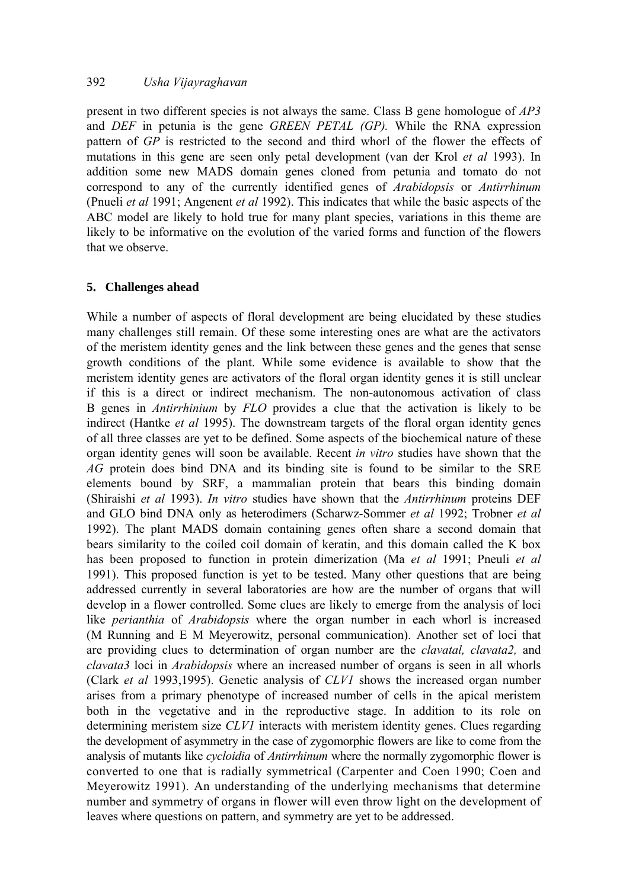present in two different species is not always the same. Class B gene homologue of *AP3* and *DEF* in petunia is the gene *GREEN PETAL (GP).* While the RNA expression pattern of *GP* is restricted to the second and third whorl of the flower the effects of mutations in this gene are seen only petal development (van der Krol *et al* 1993). In addition some new MADS domain genes cloned from petunia and tomato do not correspond to any of the currently identified genes of *Arabidopsis* or *Antirrhinum* (Pnueli *et al* 1991; Angenent *et al* 1992). This indicates that while the basic aspects of the ABC model are likely to hold true for many plant species, variations in this theme are likely to be informative on the evolution of the varied forms and function of the flowers that we observe.

## 5. Challenges ahead

While a number of aspects of floral development are being elucidated by these studies many challenges still remain. Of these some interesting ones are what are the activators of the meristem identity genes and the link between these genes and the genes that sense growth conditions of the plant. While some evidence is available to show that the meristem identity genes are activators of the floral organ identity genes it is still unclear if this is a direct or indirect mechanism. The non-autonomous activation of class B genes in *Antirrhinium* by *FLO* provides a clue that the activation is likely to be indirect (Hantke *et al* 1995). The downstream targets of the floral organ identity genes of all three classes are yet to be defined. Some aspects of the biochemical nature of these organ identity genes will soon be available. Recent *in vitro* studies have shown that the *AG* protein does bind DNA and its binding site is found to be similar to the SRE elements bound by SRF, a mammalian protein that bears this binding domain (Shiraishi *et al* 1993). *In vitro* studies have shown that the *Antirrhinum* proteins DEF and GLO bind DNA only as heterodimers (Scharwz-Sommer *et al* 1992; Trobner *et al* 1992). The plant MADS domain containing genes often share a second domain that bears similarity to the coiled coil domain of keratin, and this domain called the K box has been proposed to function in protein dimerization (Ma *et al* 1991; Pneuli *et al* 1991). This proposed function is yet to be tested. Many other questions that are being addressed currently in several laboratories are how are the number of organs that will develop in a flower controlled. Some clues are likely to emerge from the analysis of loci like *perianthia* of *Arabidopsis* where the organ number in each whorl is increased (M Running and E M Meyerowitz, personal communication). Another set of loci that are providing clues to determination of organ number are the *clavatal, clavata2,* and *clavata3* loci in *Arabidopsis* where an increased number of organs is seen in all whorls (Clark *et al* 1993,1995). Genetic analysis of *CLV1* shows the increased organ number arises from a primary phenotype of increased number of cells in the apical meristem both in the vegetative and in the reproductive stage. In addition to its role on determining meristem size *CLV1* interacts with meristem identity genes. Clues regarding the development of asymmetry in the case of zygomorphic flowers are like to come from the analysis of mutants like *cycloidia* of *Antirrhinum* where the normally zygomorphic flower is converted to one that is radially symmetrical (Carpenter and Coen 1990; Coen and Meyerowitz 1991). An understanding of the underlying mechanisms that determine number and symmetry of organs in flower will even throw light on the development of leaves where questions on pattern, and symmetry are yet to be addressed.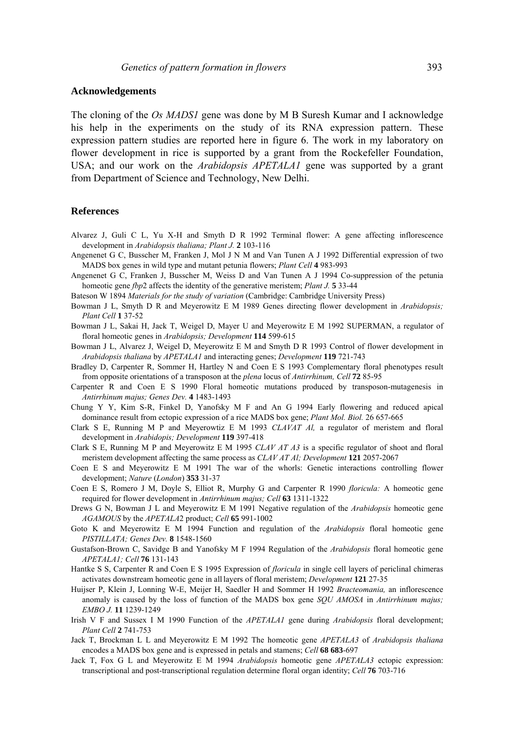## Acknowledgements

The cloning of the *Os MADS1* gene was done by M B Suresh Kumar and I acknowledge his help in the experiments on the study of its RNA expression pattern. These expression pattern studies are reported here in figure 6. The work in my laboratory on flower development in rice is supported by a grant from the Rockefeller Foundation, USA; and our work on the *Arabidopsis APETALA1* gene was supported by a grant from Department of Science and Technology, New Delhi.

## References

Alvarez J, Guli C L, Yu X-H and Smyth D R 1992 Terminal flower: A gene affecting inflorescence development in *Arabidopsis thaliana; Plant J.* **2** 103-116

Angenenet G C, Busscher M, Franken J, Mol J N M and Van Tunen A J 1992 Differential expression of two MADS box genes in wild type and mutant petunia flowers; *Plant Cell* **4** 983-993

Angenenet G C, Franken J, Busscher M, Weiss D and Van Tunen A J 1994 Co-suppression of the petunia homeotic gene *fbp*2 affects the identity of the generative meristem; *Plant J.* **5** 33-44

Bateson W 1894 *Materials for the study of variation* (Cambridge: Cambridge University Press)

Bowman J L, Smyth D R and Meyerowitz E M 1989 Genes directing flower development in *Arabidopsis; Plant Cell* **1** 37-52

Bowman J L, Sakai H, Jack T, Weigel D, Mayer U and Meyerowitz E M 1992 SUPERMAN, a regulator of floral homeotic genes in *Arabidopsis; Development* **114** 599-615

Bowman J L, Alvarez J, Weigel D, Meyerowitz E M and Smyth D R 1993 Control of flower development in *Arabidopsis thaliana* by *APETALA1* and interacting genes; *Development* **119** 721-743

Bradley D, Carpenter R, Sommer H, Hartley N and Coen E S 1993 Complementary floral phenotypes result from opposite orientations of a transposon at the *plena* locus of *Antirrhinum, Cell* **72** 85-95

Carpenter R and Coen E S 1990 Floral homeotic mutations produced by transposon-mutagenesis in *Antirrhinum majus; Genes Dev.* **4** 1483-1493

Chung Y Y, Kim S-R, Finkel D, Yanofsky M F and An G 1994 Early flowering and reduced apical dominance result from ectopic expression of a rice MADS box gene; *Plant Mol. Biol.* 26 657-665

Clark S E, Running M P and Meyerowtiz E M 1993 *CLAVAT Al,* a regulator of meristem and floral development in *Arabidopsis; Development* **119** 397-418

Clark S E, Running M P and Meyerowitz E M 1995 *CLAV AT A3* is a specific regulator of shoot and floral meristem development affecting the same process as *CLAV AT Al; Development* **121** 2057-2067

Coen E S and Meyerowitz E M 1991 The war of the whorls: Genetic interactions controlling flower development; *Nature* (*London*) **353** 31-37

Coen E S, Romero J M, Doyle S, Elliot R, Murphy G and Carpenter R 1990 *floricula:* A homeotic gene required for flower development in *Antirrhinum majus; Cell* **63** 1311-1322

Drews G N, Bowman J L and Meyerowitz E M 1991 Negative regulation of the *Arabidopsis* homeotic gene *AGAMOUS* by the *APETALA*2 product; *Cell* **65** 991-1002

Goto K and Meyerowitz E M 1994 Function and regulation of the *Arabidopsis* floral homeotic gene *PISTILLATA; Genes Dev.* **8** 1548-1560

Gustafson-Brown C, Savidge B and Yanofsky M F 1994 Regulation of the *Arabidopsis* floral homeotic gene *APETALA1; Cell* **76** 131-143

Hantke S S, Carpenter R and Coen E S 1995 Expression of *floricula* in single cell layers of periclinal chimeras activates downstream homeotic gene in all layers of floral meristem; *Development* **121** 27-35

Huijser P, Klein J, Lonning W-E, Meijer H, Saedler H and Sommer H 1992 *Bracteomania,* an inflorescence anomaly is caused by the loss of function of the MADS box gene *SQU AMOSA* in *Antirrhinum majus; EMBO J.* **11** 1239-1249

Irish V F and Sussex I M 1990 Function of the *APETALA1* gene during *Arabidopsis* floral development; *Plant Cell* **2** 741-753

Jack T, Brockman L L and Meyerowitz E M 1992 The homeotic gene *APETALA3* of *Arabidopsis thaliana* encodes a MADS box gene and is expressed in petals and stamens; *Cell* **68 683**-697

Jack T, Fox G L and Meyerowitz E M 1994 *Arabidopsis* homeotic gene *APETALA3* ectopic expression: transcriptional and post-transcriptional regulation determine floral organ identity; *Cell* **76** 703-716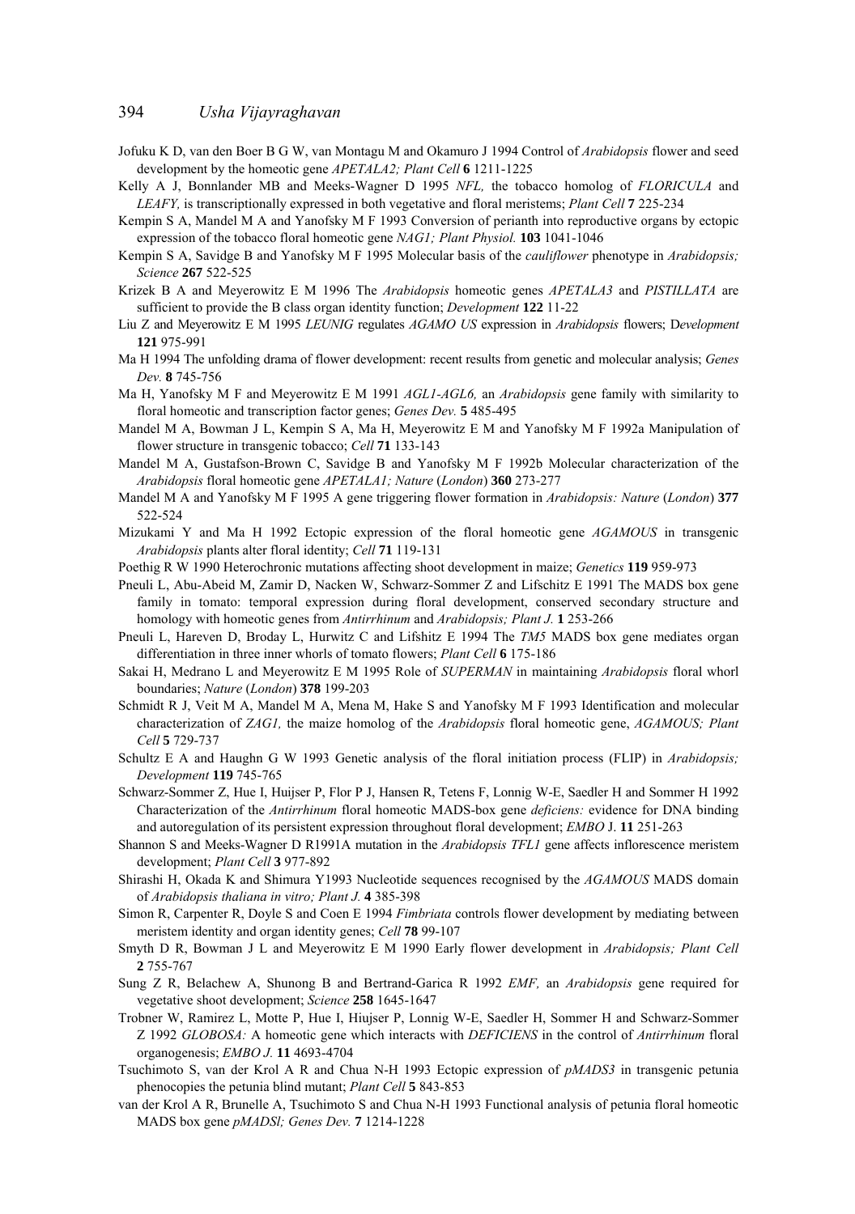Jofuku K D, van den Boer B G W, van Montagu M and Okamuro J 1994 Control of *Arabidopsis* flower and seed development by the homeotic gene *APETALA2; Plant Cell* **6** 1211-1225

Kelly A J, Bonnlander MB and Meeks-Wagner D 1995 *NFL,* the tobacco homolog of *FLORICULA* and *LEAFY,* is transcriptionally expressed in both vegetative and floral meristems; *Plant Cell* **7** 225-234

Kempin S A, Mandel M A and Yanofsky M F 1993 Conversion of perianth into reproductive organs by ectopic expression of the tobacco floral homeotic gene *NAG1; Plant Physiol.* **103** 1041-1046

Kempin S A, Savidge B and Yanofsky M F 1995 Molecular basis of the *cauliflower* phenotype in *Arabidopsis; Science* **267** 522-525

Krizek B A and Meyerowitz E M 1996 The *Arabidopsis* homeotic genes *APETALA3* and *PISTILLATA* are sufficient to provide the B class organ identity function; *Development* **122** 11-22

Liu Z and Meyerowitz E M 1995 *LEUNIG* regulates *AGAMO US* expression in *Arabidopsis* flowers; D*evelopment* **121** 975-991

Ma H 1994 The unfolding drama of flower development: recent results from genetic and molecular analysis; *Genes Dev.* **8** 745-756

Ma H, Yanofsky M F and Meyerowitz E M 1991 *AGL1-AGL6,* an *Arabidopsis* gene family with similarity to floral homeotic and transcription factor genes; *Genes Dev.* **5** 485-495

Mandel M A, Bowman J L, Kempin S A, Ma H, Meyerowitz E M and Yanofsky M F 1992a Manipulation of flower structure in transgenic tobacco; *Cell* **71** 133-143

Mandel M A, Gustafson-Brown C, Savidge B and Yanofsky M F 1992b Molecular characterization of the *Arabidopsis* floral homeotic gene *APETALA1; Nature* (*London*) **360** 273-277

Mandel M A and Yanofsky M F 1995 A gene triggering flower formation in *Arabidopsis: Nature* (*London*) **377** 522-524

Mizukami Y and Ma H 1992 Ectopic expression of the floral homeotic gene *AGAMOUS* in transgenic *Arabidopsis* plants alter floral identity; *Cell* **71** 119-131

Poethig R W 1990 Heterochronic mutations affecting shoot development in maize; *Genetics* **119** 959-973

Pneuli L, Abu-Abeid M, Zamir D, Nacken W, Schwarz-Sommer Z and Lifschitz E 1991 The MADS box gene family in tomato: temporal expression during floral development, conserved secondary structure and homology with homeotic genes from *Antirrhinum* and *Arabidopsis; Plant J.* **1** 253-266

Pneuli L, Hareven D, Broday L, Hurwitz C and Lifshitz E 1994 The *TM5* MADS box gene mediates organ differentiation in three inner whorls of tomato flowers; *Plant Cell* **6** 175-186

Sakai H, Medrano L and Meyerowitz E M 1995 Role of *SUPERMAN* in maintaining *Arabidopsis* floral whorl boundaries; *Nature* (*London*) **378** 199-203

Schmidt R J, Veit M A, Mandel M A, Mena M, Hake S and Yanofsky M F 1993 Identification and molecular characterization of *ZAG1,* the maize homolog of the *Arabidopsis* floral homeotic gene, *AGAMOUS; Plant Cell* **5** 729-737

Schultz E A and Haughn G W 1993 Genetic analysis of the floral initiation process (FLIP) in *Arabidopsis; Development* **119** 745-765

Schwarz-Sommer Z, Hue I, Huijser P, Flor P J, Hansen R, Tetens F, Lonnig W-E, Saedler H and Sommer H 1992 Characterization of the *Antirrhinum* floral homeotic MADS-box gene *deficiens:* evidence for DNA binding and autoregulation of its persistent expression throughout floral development; *EMBO* J. **11** 251-263

Shannon S and Meeks-Wagner D R1991A mutation in the *Arabidopsis TFL1* gene affects inflorescence meristem development; *Plant Cell* **3** 977-892

Shirashi H, Okada K and Shimura Y1993 Nucleotide sequences recognised by the *AGAMOUS* MADS domain of *Arabidopsis thaliana in vitro; Plant J.* **4** 385-398

Simon R, Carpenter R, Doyle S and Coen E 1994 *Fimbriata* controls flower development by mediating between meristem identity and organ identity genes; *Cell* **78** 99-107

Smyth D R, Bowman J L and Meyerowitz E M 1990 Early flower development in *Arabidopsis; Plant Cell* **2** 755-767

Sung Z R, Belachew A, Shunong B and Bertrand-Garica R 1992 *EMF,* an *Arabidopsis* gene required for vegetative shoot development; *Science* **258** 1645-1647

Trobner W, Ramirez L, Motte P, Hue I, Hiujser P, Lonnig W-E, Saedler H, Sommer H and Schwarz-Sommer Z 1992 *GLOBOSA:* A homeotic gene which interacts with *DEFICIENS* in the control of *Antirrhinum* floral organogenesis; *EMBO J.* **11** 4693-4704

Tsuchimoto S, van der Krol A R and Chua N-H 1993 Ectopic expression of *pMADS3* in transgenic petunia phenocopies the petunia blind mutant; *Plant Cell* **5** 843-853

van der Krol A R, Brunelle A, Tsuchimoto S and Chua N-H 1993 Functional analysis of petunia floral homeotic MADS box gene *pMADSl; Genes Dev.* **7** 1214-1228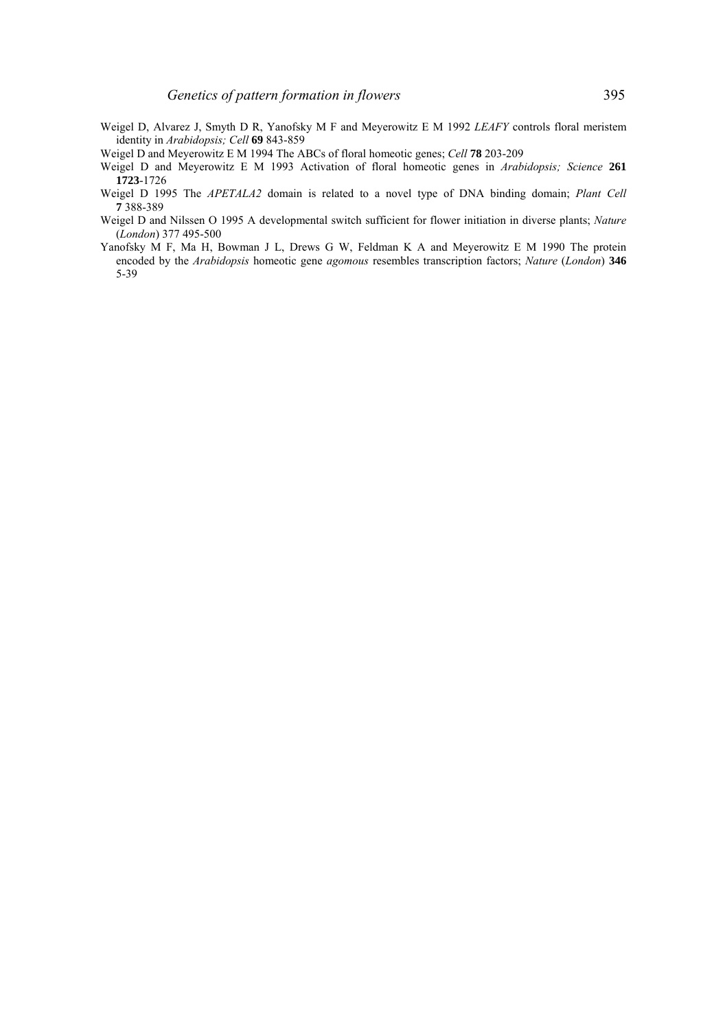Weigel D, Alvarez J, Smyth D R, Yanofsky M F and Meyerowitz E M 1992 *LEAFY* controls floral meristem identity in *Arabidopsis; Cell* **69** 843-859

Weigel D and Meyerowitz E M 1994 The ABCs of floral homeotic genes; *Cell* **78** 203-209

Weigel D and Meyerowitz E M 1993 Activation of floral homeotic genes in *Arabidopsis; Science* **261** **1723**-1726

Weigel D 1995 The *APETALA2* domain is related to a novel type of DNA binding domain; *Plant Cell* **7** 388-389

Weigel D and Nilssen O 1995 A developmental switch sufficient for flower initiation in diverse plants; *Nature* (*London*) 377 495-500

Yanofsky M F, Ma H, Bowman J L, Drews G W, Feldman K A and Meyerowitz E M 1990 The protein encoded by the *Arabidopsis* homeotic gene *agomous* resembles transcription factors; *Nature* (*London*) **346** 5-39